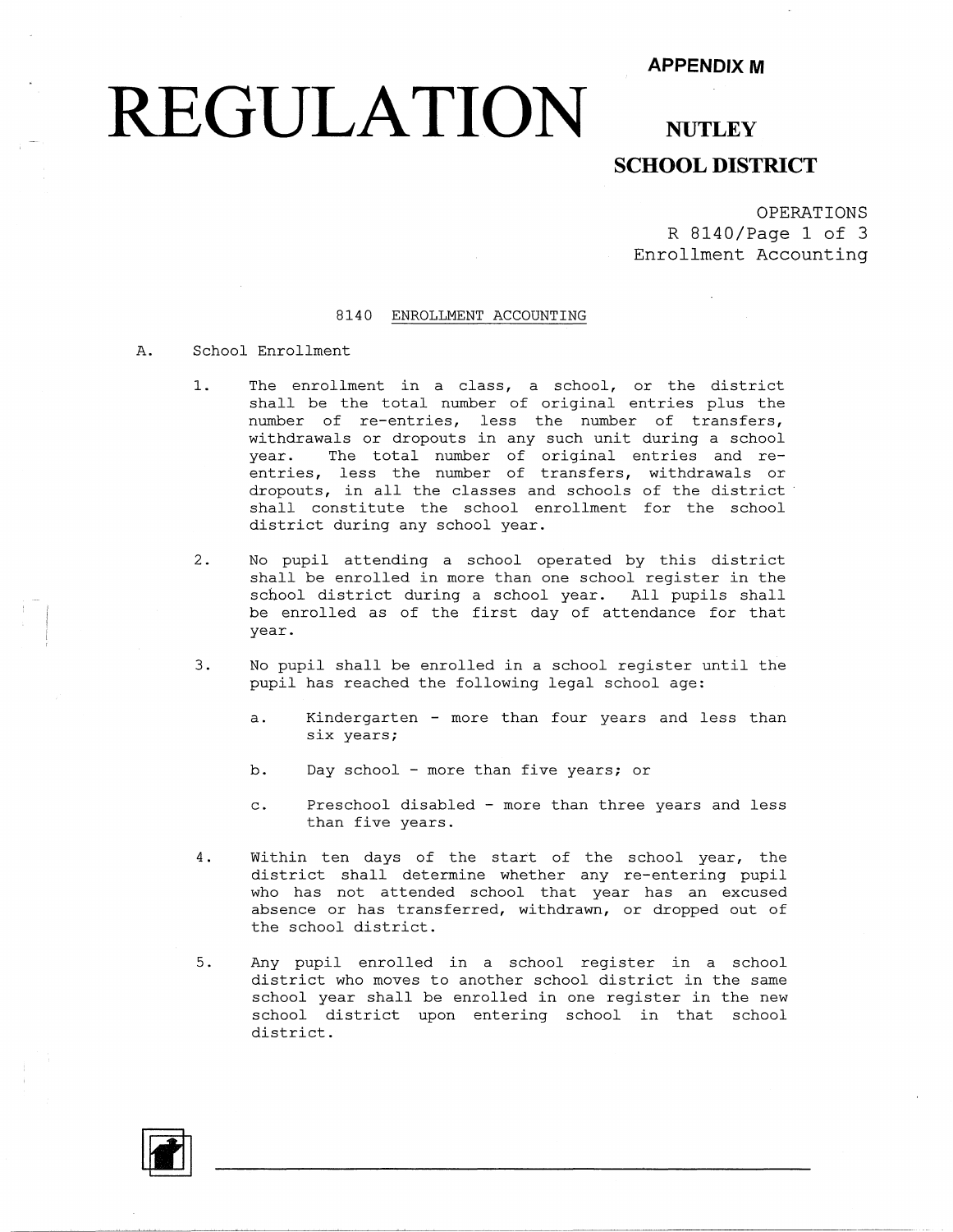**APPENDIX M**

# REGULATION

**NUTLEY**

**SCHOOL DISTRICT**

OPERATIONS
R 8140/Page 1 of 3
Enrollment Accounting

## 8140 ENROLLMENT ACCOUNTING

A. School Enrollment

1. The enrollment in a class, a school, or the district shall be the total number of original entries plus the number of re-entries, less the number of transfers, withdrawals or dropouts in any such unit during a school year. The total number of original entries and re-entries, less the number of transfers, withdrawals or dropouts, in all the classes and schools of the district shall constitute the school enrollment for the school district during any school year.

2. No pupil attending a school operated by this district shall be enrolled in more than one school register in the school district during a school year. All pupils shall be enrolled as of the first day of attendance for that year.

3. No pupil shall be enrolled in a school register until the pupil has reached the following legal school age:

   a. Kindergarten - more than four years and less than six years;

   b. Day school - more than five years; or

   c. Preschool disabled - more than three years and less than five years.

4. Within ten days of the start of the school year, the district shall determine whether any re-entering pupil who has not attended school that year has an excused absence or has transferred, withdrawn, or dropped out of the school district.

5. Any pupil enrolled in a school register in a school district who moves to another school district in the same school year shall be enrolled in one register in the new school district upon entering school in that school district.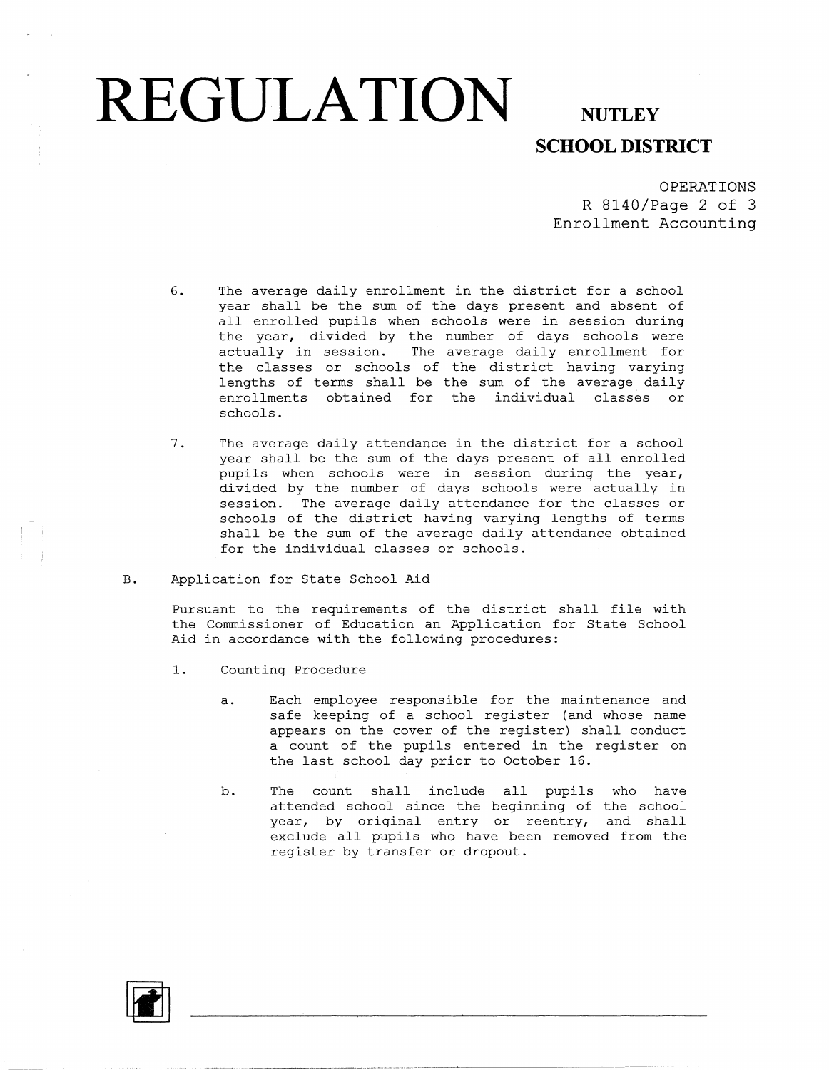6. The average daily enrollment in the district for a school year shall be the sum of the days present and absent of all enrolled pupils when schools were in session during the year, divided by the number of days schools were actually in session. The average daily enrollment for the classes or schools of the district having varying lengths of terms shall be the sum of the average daily enrollments obtained for the individual classes or schools.

7. The average daily attendance in the district for a school year shall be the sum of the days present of all enrolled pupils when schools were in session during the year, divided by the number of days schools were actually in session. The average daily attendance for the classes or schools of the district having varying lengths of terms shall be the sum of the average daily attendance obtained for the individual classes or schools.

B. Application for State School Aid

Pursuant to the requirements of the district shall file with the Commissioner of Education an Application for State School Aid in accordance with the following procedures:

1. Counting Procedure

   a. Each employee responsible for the maintenance and safe keeping of a school register (and whose name appears on the cover of the register) shall conduct a count of the pupils entered in the register on the last school day prior to October 16.

   b. The count shall include all pupils who have attended school since the beginning of the school year, by original entry or reentry, and shall exclude all pupils who have been removed from the register by transfer or dropout.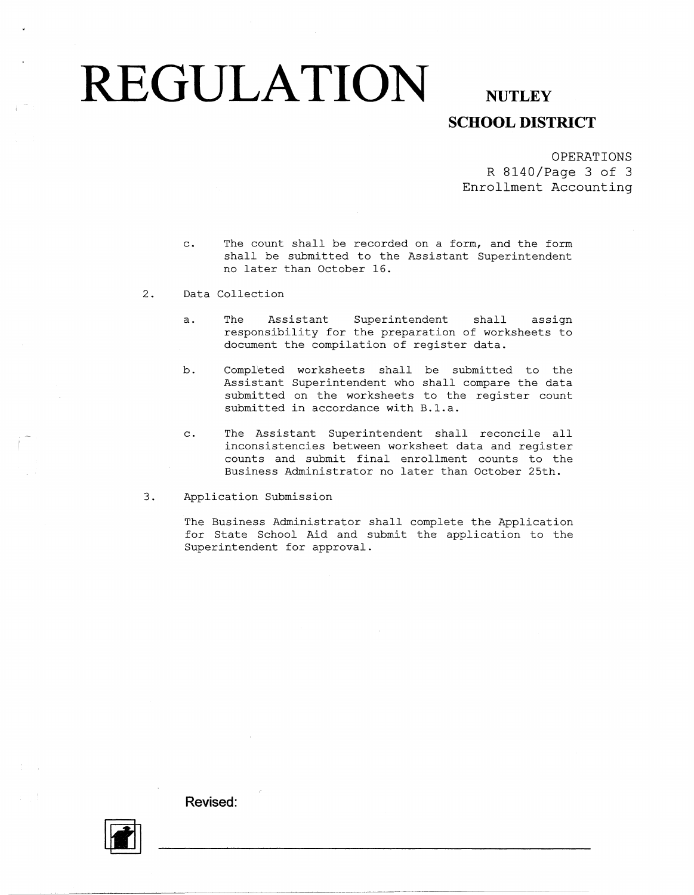c. The count shall be recorded on a form, and the form shall be submitted to the Assistant Superintendent no later than October 16.

2. Data Collection

   a. The Assistant Superintendent shall assign responsibility for the preparation of worksheets to document the compilation of register data.

   b. Completed worksheets shall be submitted to the Assistant Superintendent who shall compare the data submitted on the worksheets to the register count submitted in accordance with B.1.a.

   c. The Assistant Superintendent shall reconcile all inconsistencies between worksheet data and register counts and submit final enrollment counts to the Business Administrator no later than October 25th.

3. Application Submission

   The Business Administrator shall complete the Application for State School Aid and submit the application to the Superintendent for approval.

**Revised:**